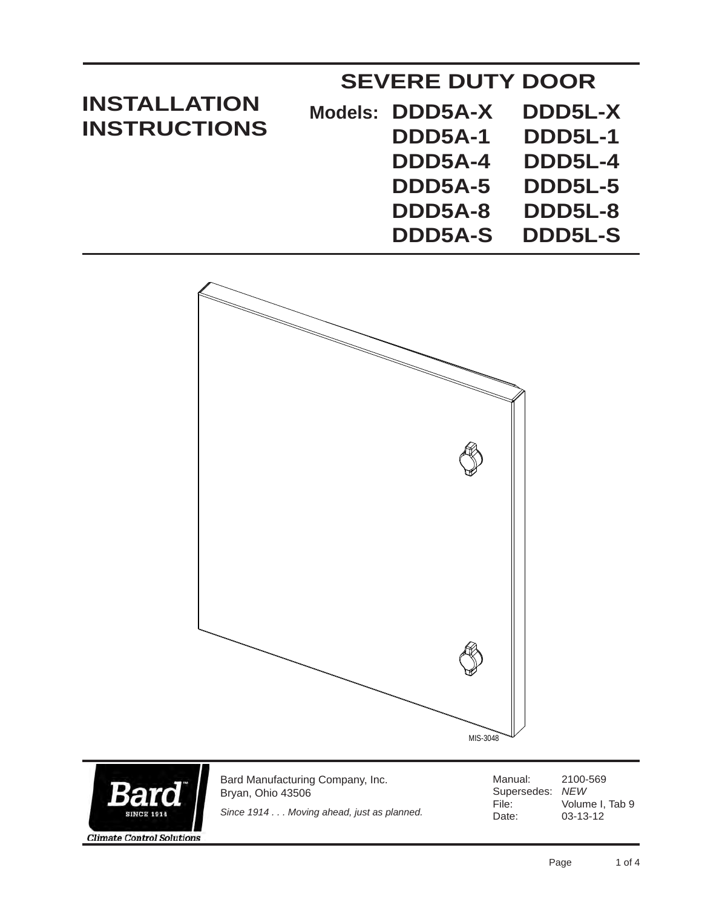# INSTALLATION INSTRUCTIONS

## SEVERE DUTY DOOR

**Models:**

| | |
|---|---|
| DDD5A-X | DDD5L-X |
| DDD5A-1 | DDD5L-1 |
| DDD5A-4 | DDD5L-4 |
| DDD5A-5 | DDD5L-5 |
| DDD5A-8 | DDD5L-8 |
| DDD5A-S | DDD5L-S |

MIS-3048

Bard Manufacturing Company, Inc.
Bryan, Ohio 43506

*Since 1914 . . . Moving ahead, just as planned.*

| | |
|---|---|
| Manual: | 2100-569 |
| Supersedes: | *NEW* |
| File: | Volume I, Tab 9 |
| Date: | 03-13-12 |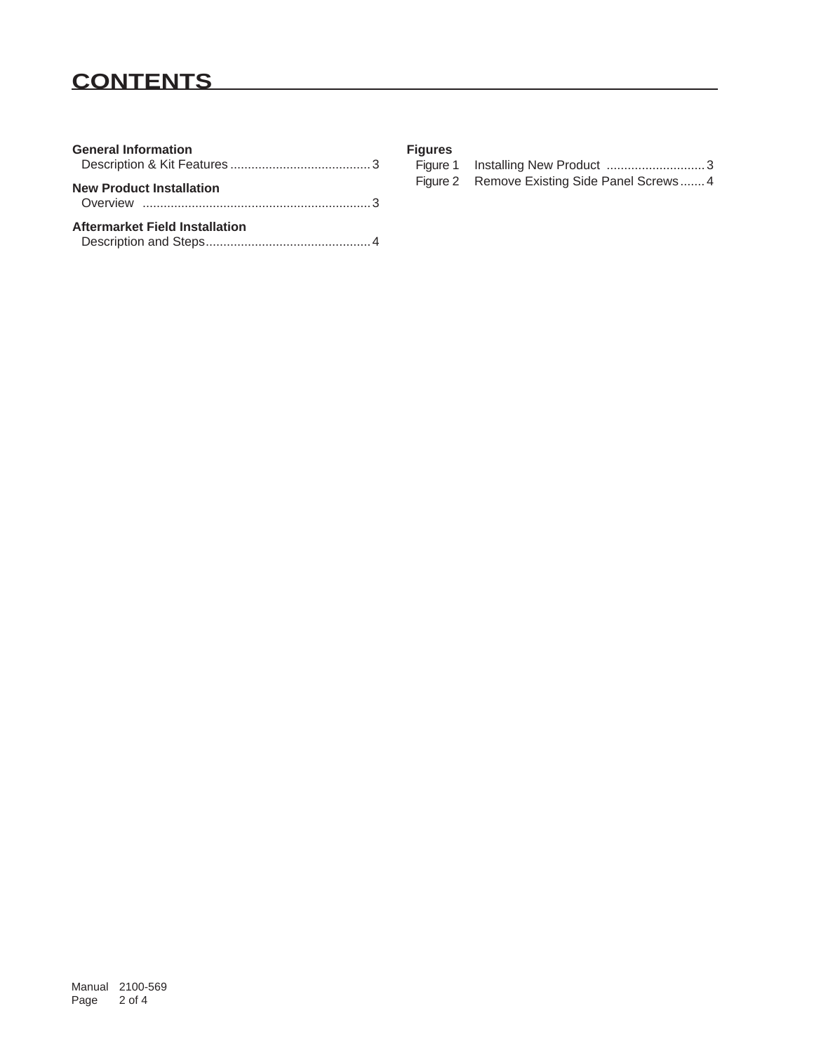# CONTENTS

**General Information**
Description & Kit Features ........................................ 3

**New Product Installation**
Overview ................................................................ 3

**Aftermarket Field Installation**
Description and Steps.............................................. 4

**Figures**
Figure 1 Installing New Product ............................ 3
Figure 2 Remove Existing Side Panel Screws ....... 4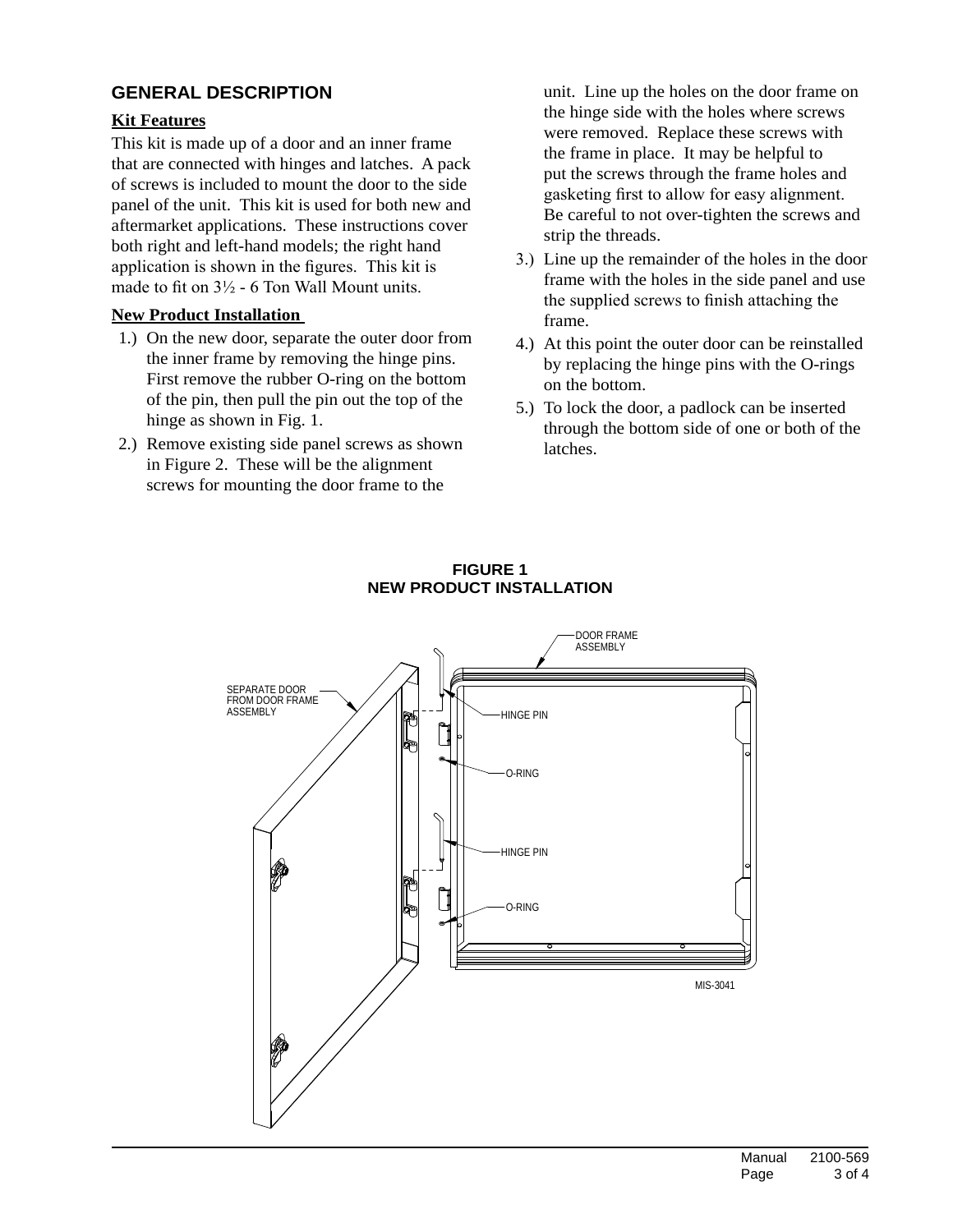## GENERAL DESCRIPTION

### Kit Features

This kit is made up of a door and an inner frame that are connected with hinges and latches. A pack of screws is included to mount the door to the side panel of the unit. This kit is used for both new and aftermarket applications. These instructions cover both right and left-hand models; the right hand application is shown in the figures. This kit is made to fit on 3½ - 6 Ton Wall Mount units.

### New Product Installation

1.) On the new door, separate the outer door from the inner frame by removing the hinge pins. First remove the rubber O-ring on the bottom of the pin, then pull the pin out the top of the hinge as shown in Fig. 1.

2.) Remove existing side panel screws as shown in Figure 2. These will be the alignment screws for mounting the door frame to the unit. Line up the holes on the door frame on the hinge side with the holes where screws were removed. Replace these screws with the frame in place. It may be helpful to put the screws through the frame holes and gasketing first to allow for easy alignment. Be careful to not over-tighten the screws and strip the threads.

3.) Line up the remainder of the holes in the door frame with the holes in the side panel and use the supplied screws to finish attaching the frame.

4.) At this point the outer door can be reinstalled by replacing the hinge pins with the O-rings on the bottom.

5.) To lock the door, a padlock can be inserted through the bottom side of one or both of the latches.

**FIGURE 1**
**NEW PRODUCT INSTALLATION**

DOOR FRAME ASSEMBLY

SEPARATE DOOR FROM DOOR FRAME ASSEMBLY

HINGE PIN

O-RING

HINGE PIN

O-RING

MIS-3041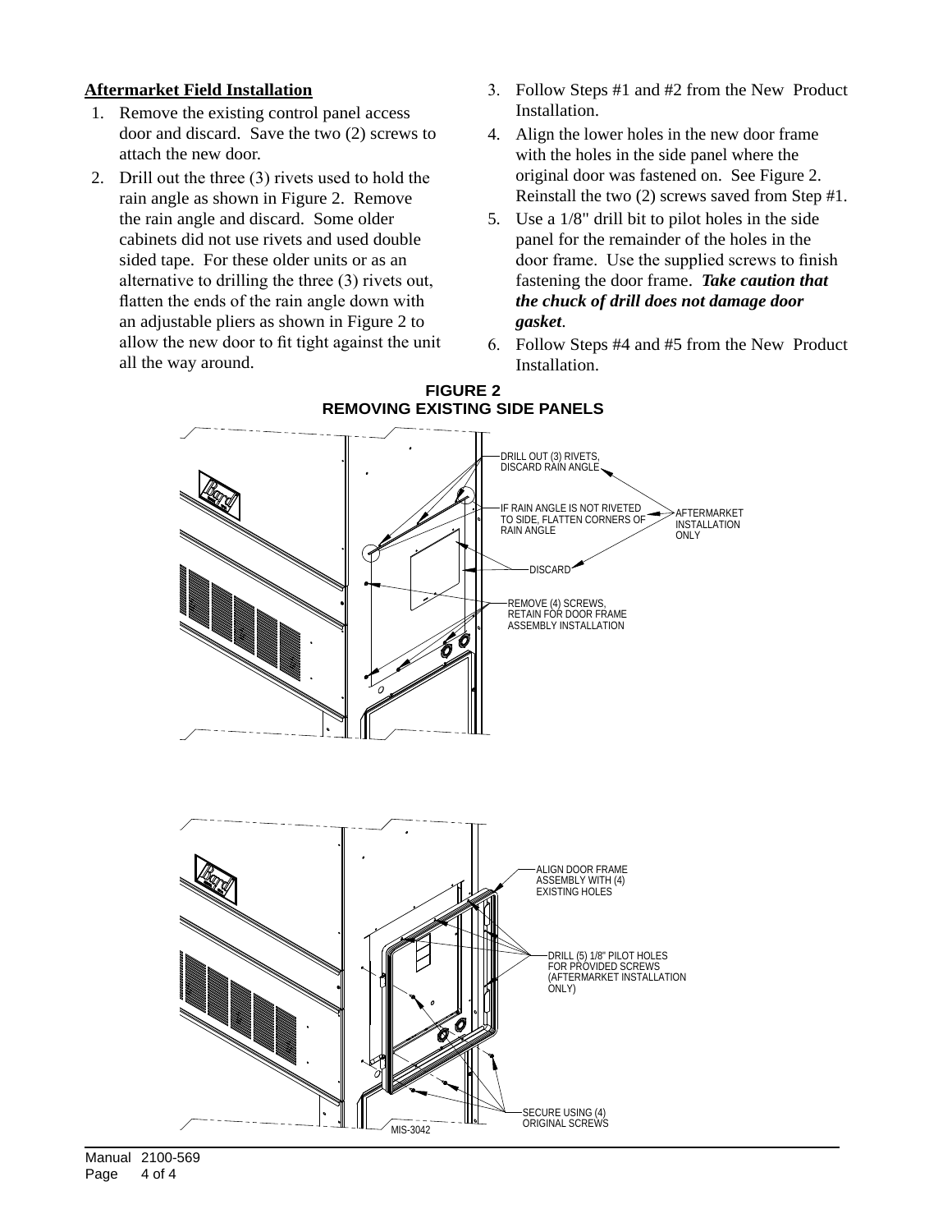**Aftermarket Field Installation**

1. Remove the existing control panel access door and discard. Save the two (2) screws to attach the new door.
2. Drill out the three (3) rivets used to hold the rain angle as shown in Figure 2. Remove the rain angle and discard. Some older cabinets did not use rivets and used double sided tape. For these older units or as an alternative to drilling the three (3) rivets out, flatten the ends of the rain angle down with an adjustable pliers as shown in Figure 2 to allow the new door to fit tight against the unit all the way around.
3. Follow Steps #1 and #2 from the New Product Installation.
4. Align the lower holes in the new door frame with the holes in the side panel where the original door was fastened on. See Figure 2. Reinstall the two (2) screws saved from Step #1.
5. Use a 1/8" drill bit to pilot holes in the side panel for the remainder of the holes in the door frame. Use the supplied screws to finish fastening the door frame. ***Take caution that the chuck of drill does not damage door gasket***.
6. Follow Steps #4 and #5 from the New Product Installation.

**FIGURE 2**
**REMOVING EXISTING SIDE PANELS**

DRILL OUT (3) RIVETS, DISCARD RAIN ANGLE

IF RAIN ANGLE IS NOT RIVETED TO SIDE, FLATTEN CORNERS OF RAIN ANGLE

AFTERMARKET INSTALLATION ONLY

DISCARD

REMOVE (4) SCREWS, RETAIN FOR DOOR FRAME ASSEMBLY INSTALLATION

ALIGN DOOR FRAME ASSEMBLY WITH (4) EXISTING HOLES

DRILL (5) 1/8" PILOT HOLES FOR PROVIDED SCREWS (AFTERMARKET INSTALLATION ONLY)

SECURE USING (4) ORIGINAL SCREWS

MIS-3042